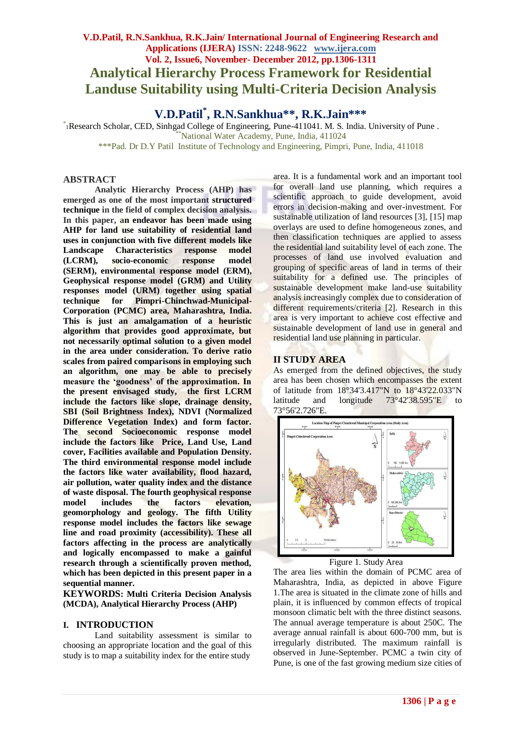# Analytical Hierarchy Process Framework for Residential Landuse Suitability using Multi-Criteria Decision Analysis

## V.D.Patil[*], R.N.Sankhua**, R.K.Jain***

[*]1Research Scholar, CED, Sinhgad College of Engineering, Pune-411041. M. S. India. University of Pune .
**National Water Academy, Pune, India, 411024
***Pad. Dr D.Y Patil Institute of Technology and Engineering, Pimpri, Pune, India, 411018

## ABSTRACT

**Analytic Hierarchy Process (AHP) has emerged as one of the most important structured technique in the field of complex decision analysis. In this paper, an endeavor has been made using AHP for land use suitability of residential land uses in conjunction with five different models like Landscape Characteristics response model (LCRM), socio-economic response model (SERM), environmental response model (ERM), Geophysical response model (GRM) and Utility responses model (URM) together using spatial technique for Pimpri-Chinchwad-Municipal-Corporation (PCMC) area, Maharashtra, India. This is just an amalgamation of a heuristic algorithm that provides good approximate, but not necessarily optimal solution to a given model in the area under consideration. To derive ratio scales from paired comparisons in employing such an algorithm, one may be able to precisely measure the 'goodness' of the approximation. In the present envisaged study, the first LCRM include the factors like slope, drainage density, SBI (Soil Brightness Index), NDVI (Normalized Difference Vegetation Index) and form factor. The second Socioeconomic response model include the factors like Price, Land Use, Land cover, Facilities available and Population Density. The third environmental response model include the factors like water availability, flood hazard, air pollution, water quality index and the distance of waste disposal. The fourth geophysical response model includes the factors elevation, geomorphology and geology. The fifth Utility response model includes the factors like sewage line and road proximity (accessibility). These all factors affecting in the process are analytically and logically encompassed to make a gainful research through a scientifically proven method, which has been depicted in this present paper in a sequential manner.**

**KEYWORDS: Multi Criteria Decision Analysis (MCDA), Analytical Hierarchy Process (AHP)**

## I. INTRODUCTION

Land suitability assessment is similar to choosing an appropriate location and the goal of this study is to map a suitability index for the entire study area. It is a fundamental work and an important tool for overall land use planning, which requires a scientific approach to guide development, avoid errors in decision-making and over-investment. For sustainable utilization of land resources [3], [15] map overlays are used to define homogeneous zones, and then classification techniques are applied to assess the residential land suitability level of each zone. The processes of land use involved evaluation and grouping of specific areas of land in terms of their suitability for a defined use. The principles of sustainable development make land-use suitability analysis increasingly complex due to consideration of different requirements/criteria [2]. Research in this area is very important to achieve cost effective and sustainable development of land use in general and residential land use planning in particular.

## II STUDY AREA

As emerged from the defined objectives, the study area has been chosen which encompasses the extent of latitude from 18°34'3.417"N to 18°43'22.033"N latitude and longitude 73°42'38.595"E to 73°56'2.726"E.

Figure 1. Study Area

The area lies within the domain of PCMC area of Maharashtra, India, as depicted in above Figure 1.The area is situated in the climate zone of hills and plain, it is influenced by common effects of tropical monsoon climatic belt with the three distinct seasons. The annual average temperature is about 250C. The average annual rainfall is about 600-700 mm, but is irregularly distributed. The maximum rainfall is observed in June-September. PCMC a twin city of Pune, is one of the fast growing medium size cities of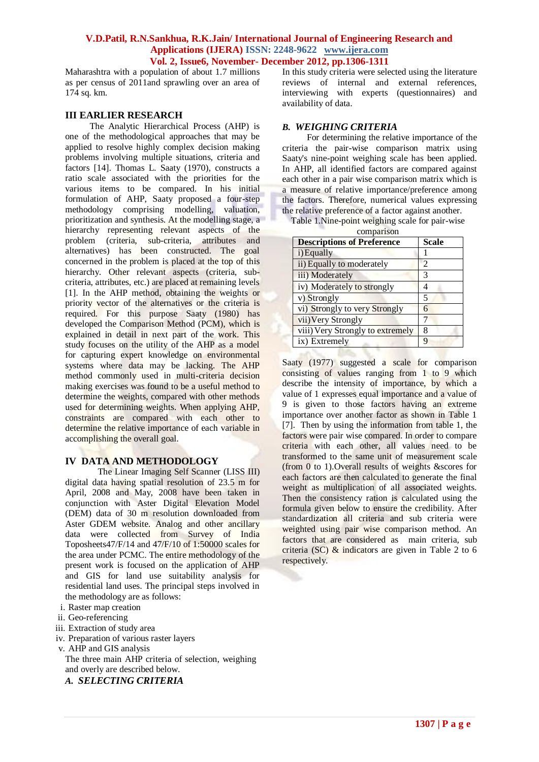Maharashtra with a population of about 1.7 millions as per census of 2011and sprawling over an area of 174 sq. km.

## III EARLIER RESEARCH

The Analytic Hierarchical Process (AHP) is one of the methodological approaches that may be applied to resolve highly complex decision making problems involving multiple situations, criteria and factors [14]. Thomas L. Saaty (1970), constructs a ratio scale associated with the priorities for the various items to be compared. In his initial formulation of AHP, Saaty proposed a four-step methodology comprising modelling, valuation, prioritization and synthesis. At the modelling stage, a hierarchy representing relevant aspects of the problem (criteria, sub-criteria, attributes and alternatives) has been constructed. The goal concerned in the problem is placed at the top of this hierarchy. Other relevant aspects (criteria, sub-criteria, attributes, etc.) are placed at remaining levels [1]. In the AHP method, obtaining the weights or priority vector of the alternatives or the criteria is required. For this purpose Saaty (1980) has developed the Comparison Method (PCM), which is explained in detail in next part of the work. This study focuses on the utility of the AHP as a model for capturing expert knowledge on environmental systems where data may be lacking. The AHP method commonly used in multi-criteria decision making exercises was found to be a useful method to determine the weights, compared with other methods used for determining weights. When applying AHP, constraints are compared with each other to determine the relative importance of each variable in accomplishing the overall goal.

## IV DATA AND METHODOLOGY

The Linear Imaging Self Scanner (LISS III) digital data having spatial resolution of 23.5 m for April, 2008 and May, 2008 have been taken in conjunction with Aster Digital Elevation Model (DEM) data of 30 m resolution downloaded from Aster GDEM website. Analog and other ancillary data were collected from Survey of India Toposheets47/F/14 and 47/F/10 of 1:50000 scales for the area under PCMC. The entire methodology of the present work is focused on the application of AHP and GIS for land use suitability analysis for residential land uses. The principal steps involved in the methodology are as follows:

i. Raster map creation
ii. Geo-referencing
iii. Extraction of study area
iv. Preparation of various raster layers
v. AHP and GIS analysis

The three main AHP criteria of selection, weighing and overly are described below.

### *A. SELECTING CRITERIA*

In this study criteria were selected using the literature reviews of internal and external references, interviewing with experts (questionnaires) and availability of data.

### *B. WEIGHING CRITERIA*

For determining the relative importance of the criteria the pair-wise comparison matrix using Saaty's nine-point weighing scale has been applied. In AHP, all identified factors are compared against each other in a pair wise comparison matrix which is a measure of relative importance/preference among the factors. Therefore, numerical values expressing the relative preference of a factor against another.

Table 1.Nine-point weighing scale for pair-wise comparison

| Descriptions of Preference | Scale |
|---|---|
| i) Equally | 1 |
| ii) Equally to moderately | 2 |
| iii) Moderately | 3 |
| iv) Moderately to strongly | 4 |
| v) Strongly | 5 |
| vi) Strongly to very Strongly | 6 |
| vii) Very Strongly | 7 |
| viii) Very Strongly to extremely | 8 |
| ix) Extremely | 9 |

Saaty (1977) suggested a scale for comparison consisting of values ranging from 1 to 9 which describe the intensity of importance, by which a value of 1 expresses equal importance and a value of 9 is given to those factors having an extreme importance over another factor as shown in Table 1 [7]. Then by using the information from table 1, the factors were pair wise compared. In order to compare criteria with each other, all values need to be transformed to the same unit of measurement scale (from 0 to 1).Overall results of weights &scores for each factors are then calculated to generate the final weight as multiplication of all associated weights. Then the consistency ration is calculated using the formula given below to ensure the credibility. After standardization all criteria and sub criteria were weighted using pair wise comparison method. An factors that are considered as main criteria, sub criteria (SC) & indicators are given in Table 2 to 6 respectively.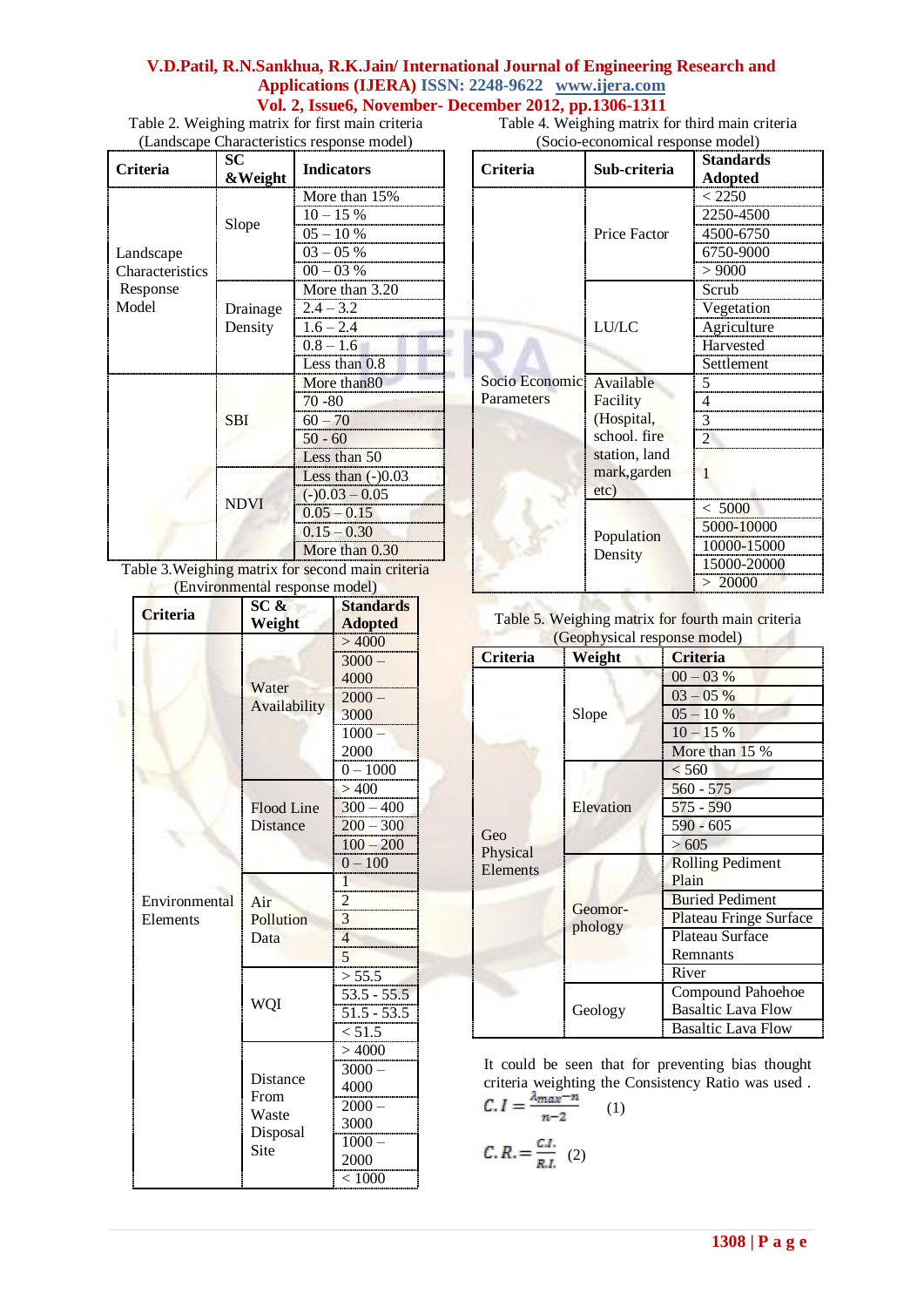Table 2. Weighing matrix for first main criteria (Landscape Characteristics response model)

| Criteria | SC &Weight | Indicators |
|---|---|---|
| Landscape Characteristics Response Model | Slope | More than 15% |
| | | 10 – 15 % |
| | | 05 – 10 % |
| | | 03 – 05 % |
| | | 00 – 03 % |
| | Drainage Density | More than 3.20 |
| | | 2.4 – 3.2 |
| | | 1.6 – 2.4 |
| | | 0.8 – 1.6 |
| | | Less than 0.8 |
| | SBI | More than80 |
| | | 70 -80 |
| | | 60 – 70 |
| | | 50 - 60 |
| | | Less than 50 |
| | NDVI | Less than (-)0.03 |
| | | (-)0.03 – 0.05 |
| | | 0.05 – 0.15 |
| | | 0.15 – 0.30 |
| | | More than 0.30 |

Table 3.Weighing matrix for second main criteria (Environmental response model)

| Criteria | SC & Weight | Standards Adopted |
|---|---|---|
| Environmental Elements | Water Availability | > 4000 |
| | | 3000 – 4000 |
| | | 2000 – 3000 |
| | | 1000 – 2000 |
| | | 0 – 1000 |
| | Flood Line Distance | > 400 |
| | | 300 – 400 |
| | | 200 – 300 |
| | | 100 – 200 |
| | | 0 – 100 |
| | Air Pollution Data | 1 |
| | | 2 |
| | | 3 |
| | | 4 |
| | | 5 |
| | WQI | > 55.5 |
| | | 53.5 - 55.5 |
| | | 51.5 - 53.5 |
| | | < 51.5 |
| | Distance From Waste Disposal Site | > 4000 |
| | | 3000 – 4000 |
| | | 2000 – 3000 |
| | | 1000 – 2000 |
| | | < 1000 |

Table 4. Weighing matrix for third main criteria (Socio-economical response model)

| Criteria | Sub-criteria | Standards Adopted |
|---|---|---|
| Socio Economic Parameters | Price Factor | < 2250 |
| | | 2250-4500 |
| | | 4500-6750 |
| | | 6750-9000 |
| | | > 9000 |
| | LU/LC | Scrub |
| | | Vegetation |
| | | Agriculture |
| | | Harvested |
| | | Settlement |
| | Available Facility (Hospital, school. fire station, land mark,garden etc) | 5 |
| | | 4 |
| | | 3 |
| | | 2 |
| | | 1 |
| | Population Density | < 5000 |
| | | 5000-10000 |
| | | 10000-15000 |
| | | 15000-20000 |
| | | > 20000 |

Table 5. Weighing matrix for fourth main criteria (Geophysical response model)

| Criteria | Weight | Criteria |
|---|---|---|
| Geo Physical Elements | Slope | 00 – 03 % |
| | | 03 – 05 % |
| | | 05 – 10 % |
| | | 10 – 15 % |
| | | More than 15 % |
| | Elevation | < 560 |
| | | 560 - 575 |
| | | 575 - 590 |
| | | 590 - 605 |
| | | > 605 |
| | Geomor-phology | Rolling Pediment Plain |
| | | Buried Pediment |
| | | Plateau Fringe Surface |
| | | Plateau Surface Remnants |
| | | River |
| | Geology | Compound Pahoehoe Basaltic Lava Flow |
| | | Basaltic Lava Flow |

It could be seen that for preventing bias thought criteria weighting the Consistency Ratio was used .

$$C.I = \frac{\lambda_{max} - n}{n-2} \quad (1)$$

$$C.R. = \frac{C.I.}{R.I.} \quad (2)$$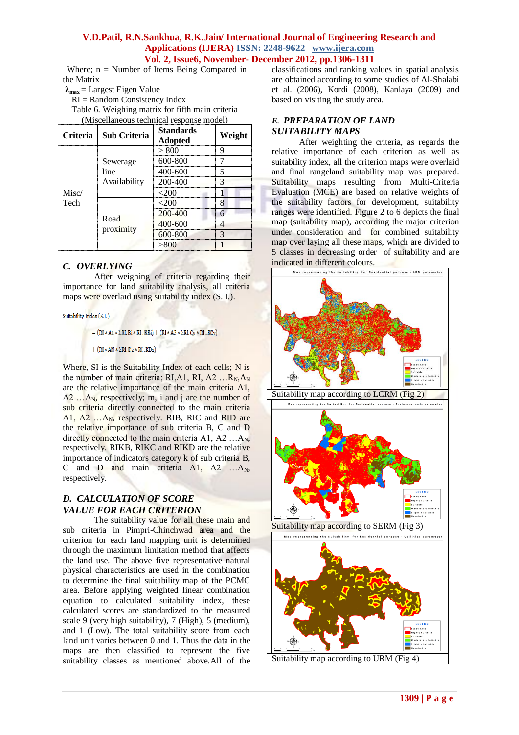Where; n = Number of Items Being Compared in the Matrix

$\lambda_{max}$ = Largest Eigen Value

RI = Random Consistency Index

Table 6. Weighing matrix for fifth main criteria (Miscellaneous technical response model)

| Criteria | Sub Criteria | Standards Adopted | Weight |
|---|---|---|---|
| Misc/ Tech | Sewerage line Availability | > 800 | 9 |
| | | 600-800 | 7 |
| | | 400-600 | 5 |
| | | 200-400 | 3 |
| | | <200 | 1 |
| | Road proximity | <200 | 8 |
| | | 200-400 | 6 |
| | | 400-600 | 4 |
| | | 600-800 | 3 |
| | | >800 | 1 |

### C. OVERLYING

After weighing of criteria regarding their importance for land suitability analysis, all criteria maps were overlaid using suitability index (S. I.).

Suitability Index (S.I.)

$$= (RI * A1 * \Sigma RI.Bi * RI.KBi) + (RI * A2 * \Sigma RI.Cy * RI.KCy)$$

$$+ (RI * AN * \Sigma RI.Dz * RI.KDz)$$

Where, SI is the Suitability Index of each cells; N is the number of main criteria; RI,A1, RI, A2 …$R_N$,$A_N$ are the relative importance of the main criteria A1, A2 …$A_N$, respectively; m, i and j are the number of sub criteria directly connected to the main criteria A1, A2 …$A_N$, respectively. RIB, RIC and RID are the relative importance of sub criteria B, C and D directly connected to the main criteria A1, A2 …$A_N$, respectively. RIKB, RIKC and RIKD are the relative importance of indicators category k of sub criteria B, C and D and main criteria A1, A2 …$A_N$, respectively.

### D. CALCULATION OF SCORE VALUE FOR EACH CRITERION

The suitability value for all these main and sub criteria in Pimpri-Chinchwad area and the criterion for each land mapping unit is determined through the maximum limitation method that affects the land use. The above five representative natural physical characteristics are used in the combination to determine the final suitability map of the PCMC area. Before applying weighted linear combination equation to calculated suitability index, these calculated scores are standardized to the measured scale 9 (very high suitability), 7 (High), 5 (medium), and 1 (Low). The total suitability score from each land unit varies between 0 and 1. Thus the data in the maps are then classified to represent the five suitability classes as mentioned above.All of the classifications and ranking values in spatial analysis are obtained according to some studies of Al-Shalabi et al. (2006), Kordi (2008), Kanlaya (2009) and based on visiting the study area.

### E. PREPARATION OF LAND SUITABILITY MAPS

After weighting the criteria, as regards the relative importance of each criterion as well as suitability index, all the criterion maps were overlaid and final rangeland suitability map was prepared. Suitability maps resulting from Multi-Criteria Evaluation (MCE) are based on relative weights of the suitability factors for development, suitability ranges were identified. Figure 2 to 6 depicts the final map (suitability map), according the major criterion under consideration and for combined suitability map over laying all these maps, which are divided to 5 classes in decreasing order of suitability and are indicated in different colours.

Suitability map according to LCRM (Fig 2)

Suitability map according to SERM (Fig 3)

Suitability map according to URM (Fig 4)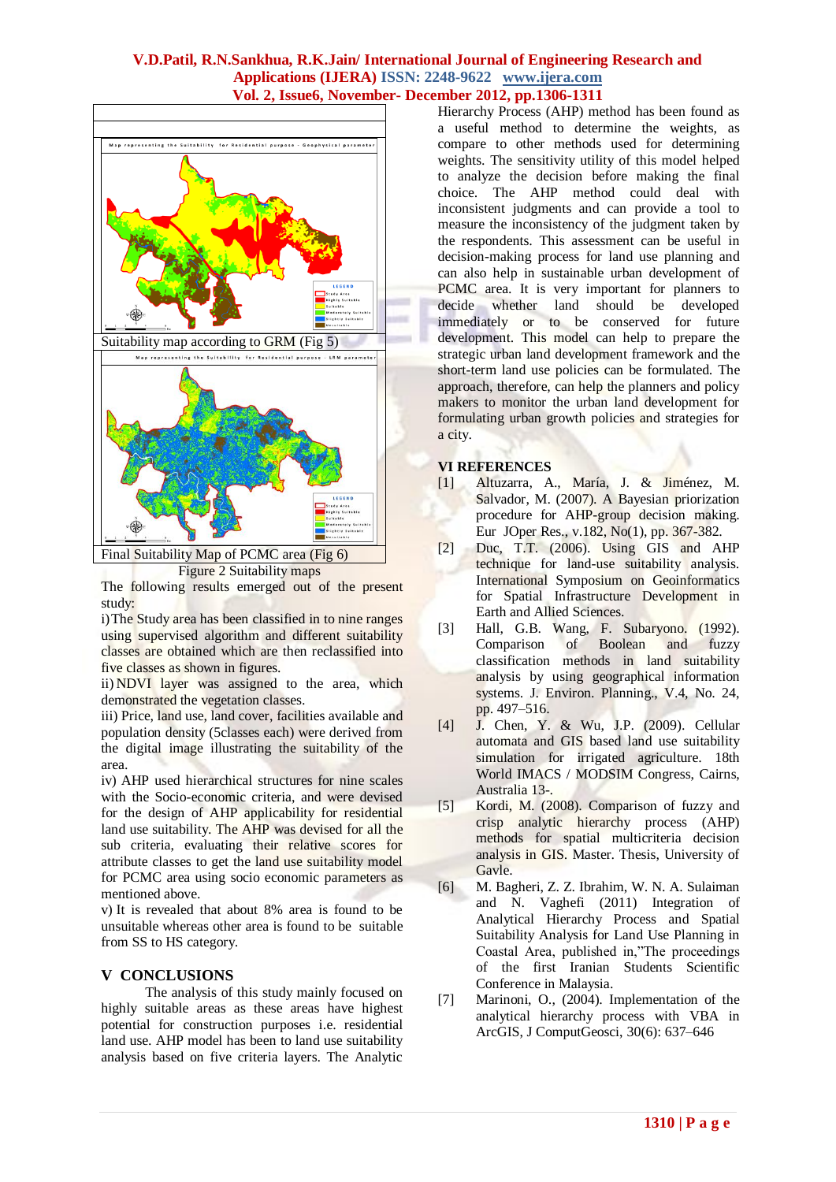Suitability map according to GRM (Fig 5)

Final Suitability Map of PCMC area (Fig 6)

Figure 2 Suitability maps

The following results emerged out of the present study:

i) The Study area has been classified in to nine ranges using supervised algorithm and different suitability classes are obtained which are then reclassified into five classes as shown in figures.

ii) NDVI layer was assigned to the area, which demonstrated the vegetation classes.

iii) Price, land use, land cover, facilities available and population density (5classes each) were derived from the digital image illustrating the suitability of the area.

iv) AHP used hierarchical structures for nine scales with the Socio-economic criteria, and were devised for the design of AHP applicability for residential land use suitability. The AHP was devised for all the sub criteria, evaluating their relative scores for attribute classes to get the land use suitability model for PCMC area using socio economic parameters as mentioned above.

v) It is revealed that about 8% area is found to be unsuitable whereas other area is found to be suitable from SS to HS category.

## V CONCLUSIONS

The analysis of this study mainly focused on highly suitable areas as these areas have highest potential for construction purposes i.e. residential land use. AHP model has been to land use suitability analysis based on five criteria layers. The Analytic Hierarchy Process (AHP) method has been found as a useful method to determine the weights, as compare to other methods used for determining weights. The sensitivity utility of this model helped to analyze the decision before making the final choice. The AHP method could deal with inconsistent judgments and can provide a tool to measure the inconsistency of the judgment taken by the respondents. This assessment can be useful in decision-making process for land use planning and can also help in sustainable urban development of PCMC area. It is very important for planners to decide whether land should be developed immediately or to be conserved for future development. This model can help to prepare the strategic urban land development framework and the short-term land use policies can be formulated. The approach, therefore, can help the planners and policy makers to monitor the urban land development for formulating urban growth policies and strategies for a city.

## VI REFERENCES

[1] Altuzarra, A., María, J. & Jiménez, M. Salvador, M. (2007). A Bayesian priorization procedure for AHP-group decision making. Eur JOper Res., v.182, No(1), pp. 367-382.

[2] Duc, T.T. (2006). Using GIS and AHP technique for land-use suitability analysis. International Symposium on Geoinformatics for Spatial Infrastructure Development in Earth and Allied Sciences.

[3] Hall, G.B. Wang, F. Subaryono. (1992). Comparison of Boolean and fuzzy classification methods in land suitability analysis by using geographical information systems. J. Environ. Planning., V.4, No. 24, pp. 497–516.

[4] J. Chen, Y. & Wu, J.P. (2009). Cellular automata and GIS based land use suitability simulation for irrigated agriculture. 18th World IMACS / MODSIM Congress, Cairns, Australia 13-.

[5] Kordi, M. (2008). Comparison of fuzzy and crisp analytic hierarchy process (AHP) methods for spatial multicriteria decision analysis in GIS. Master. Thesis, University of Gavle.

[6] M. Bagheri, Z. Z. Ibrahim, W. N. A. Sulaiman and N. Vaghefi (2011) Integration of Analytical Hierarchy Process and Spatial Suitability Analysis for Land Use Planning in Coastal Area, published in,"The proceedings of the first Iranian Students Scientific Conference in Malaysia.

[7] Marinoni, O., (2004). Implementation of the analytical hierarchy process with VBA in ArcGIS, J ComputGeosci, 30(6): 637–646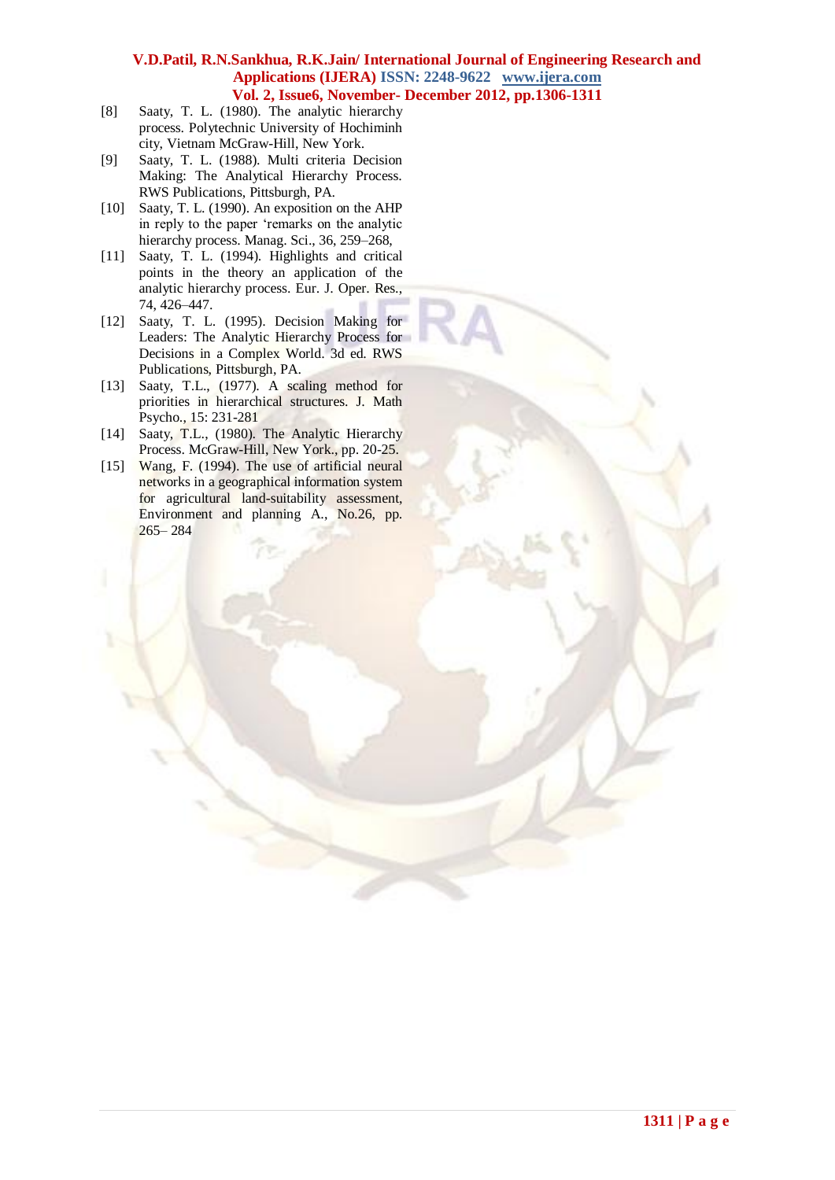[8] Saaty, T. L. (1980). The analytic hierarchy process. Polytechnic University of Hochiminh city, Vietnam McGraw-Hill, New York.

[9] Saaty, T. L. (1988). Multi criteria Decision Making: The Analytical Hierarchy Process. RWS Publications, Pittsburgh, PA.

[10] Saaty, T. L. (1990). An exposition on the AHP in reply to the paper 'remarks on the analytic hierarchy process. Manag. Sci., 36, 259–268,

[11] Saaty, T. L. (1994). Highlights and critical points in the theory an application of the analytic hierarchy process. Eur. J. Oper. Res., 74, 426–447.

[12] Saaty, T. L. (1995). Decision Making for Leaders: The Analytic Hierarchy Process for Decisions in a Complex World. 3d ed. RWS Publications, Pittsburgh, PA.

[13] Saaty, T.L., (1977). A scaling method for priorities in hierarchical structures. J. Math Psycho., 15: 231-281

[14] Saaty, T.L., (1980). The Analytic Hierarchy Process. McGraw-Hill, New York., pp. 20-25.

[15] Wang, F. (1994). The use of artificial neural networks in a geographical information system for agricultural land-suitability assessment, Environment and planning A., No.26, pp. 265– 284